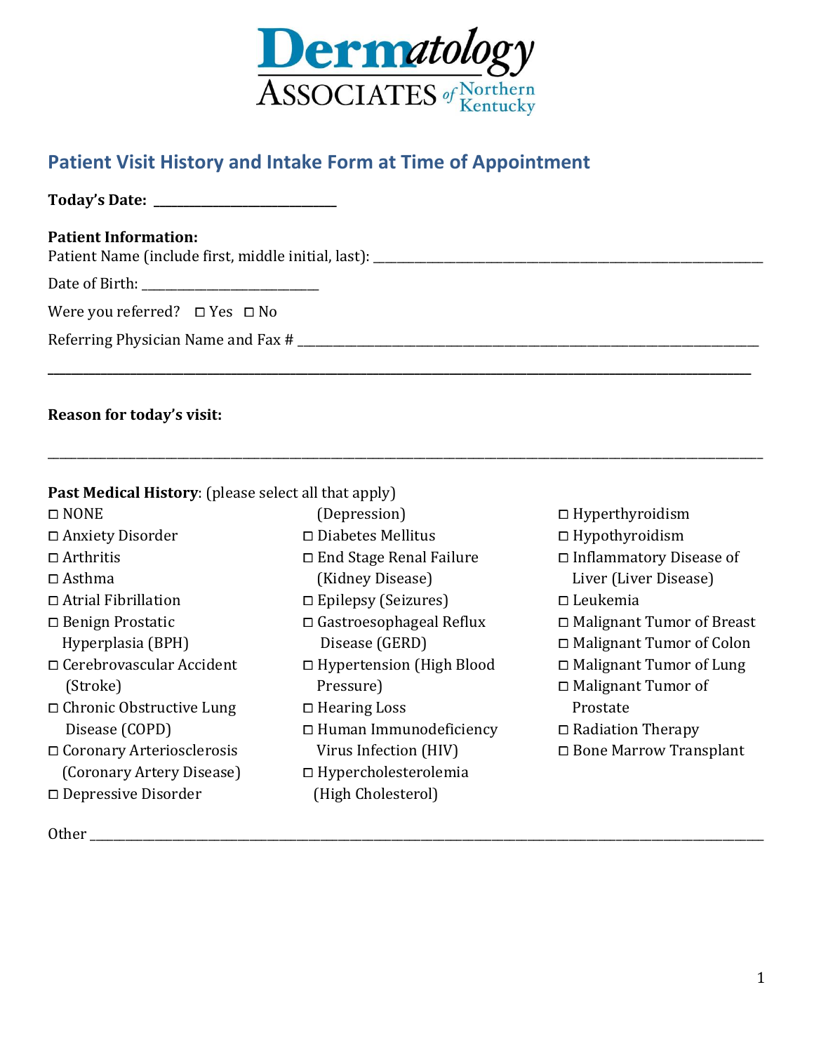**Dermatology ASSOCIATES of Northern Kentucky**

## Patient Visit History and Intake Form at Time of Appointment

**Today's Date:** ___________________________

**Patient Information:**

Patient Name (include first, middle initial, last): ________________________________________________

Date of Birth: ___________________________

Were you referred? ☐ Yes ☐ No

Referring Physician Name and Fax # ____________________________________________________________

_____________________________________________________________________________________________

**Reason for today's visit:**

_____________________________________________________________________________________________

**Past Medical History**: (please select all that apply)

- ☐ NONE
- ☐ Anxiety Disorder
- ☐ Arthritis
- ☐ Asthma
- ☐ Atrial Fibrillation
- ☐ Benign Prostatic Hyperplasia (BPH)
- ☐ Cerebrovascular Accident (Stroke)
- ☐ Chronic Obstructive Lung Disease (COPD)
- ☐ Coronary Arteriosclerosis (Coronary Artery Disease)
- ☐ Depressive Disorder (Depression)
- ☐ Diabetes Mellitus
- ☐ End Stage Renal Failure (Kidney Disease)
- ☐ Epilepsy (Seizures)
- ☐ Gastroesophageal Reflux Disease (GERD)
- ☐ Hypertension (High Blood Pressure)
- ☐ Hearing Loss
- ☐ Human Immunodeficiency Virus Infection (HIV)
- ☐ Hypercholesterolemia (High Cholesterol)
- ☐ Hyperthyroidism
- ☐ Hypothyroidism
- ☐ Inflammatory Disease of Liver (Liver Disease)
- ☐ Leukemia
- ☐ Malignant Tumor of Breast
- ☐ Malignant Tumor of Colon
- ☐ Malignant Tumor of Lung
- ☐ Malignant Tumor of Prostate
- ☐ Radiation Therapy
- ☐ Bone Marrow Transplant

Other ______________________________________________________________________________________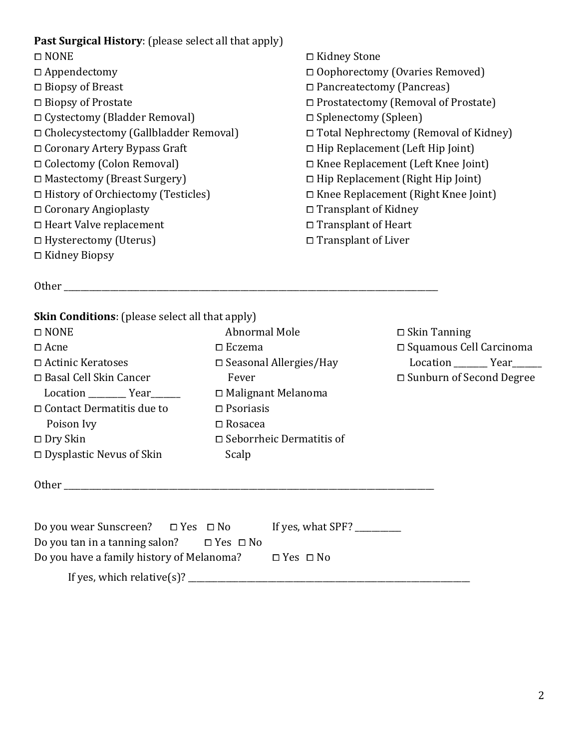**Past Surgical History**: (please select all that apply)

- ☐ NONE
- ☐ Appendectomy
- ☐ Biopsy of Breast
- ☐ Biopsy of Prostate
- ☐ Cystectomy (Bladder Removal)
- ☐ Cholecystectomy (Gallbladder Removal)
- ☐ Coronary Artery Bypass Graft
- ☐ Colectomy (Colon Removal)
- ☐ Mastectomy (Breast Surgery)
- ☐ History of Orchiectomy (Testicles)
- ☐ Coronary Angioplasty
- ☐ Heart Valve replacement
- ☐ Hysterectomy (Uterus)
- ☐ Kidney Biopsy
- ☐ Kidney Stone
- ☐ Oophorectomy (Ovaries Removed)
- ☐ Pancreatectomy (Pancreas)
- ☐ Prostatectomy (Removal of Prostate)
- ☐ Splenectomy (Spleen)
- ☐ Total Nephrectomy (Removal of Kidney)
- ☐ Hip Replacement (Left Hip Joint)
- ☐ Knee Replacement (Left Knee Joint)
- ☐ Hip Replacement (Right Hip Joint)
- ☐ Knee Replacement (Right Knee Joint)
- ☐ Transplant of Kidney
- ☐ Transplant of Heart
- ☐ Transplant of Liver

Other ______________________________________________________________________________

**Skin Conditions**: (please select all that apply)

- ☐ NONE
- ☐ Acne
- ☐ Actinic Keratoses
- ☐ Basal Cell Skin Cancer
  Location ________ Year_______
- ☐ Contact Dermatitis due to Poison Ivy
- ☐ Dry Skin
- ☐ Dysplastic Nevus of Skin
  Abnormal Mole
- ☐ Eczema
- ☐ Seasonal Allergies/Hay Fever
- ☐ Malignant Melanoma
- ☐ Psoriasis
- ☐ Rosacea
- ☐ Seborrheic Dermatitis of Scalp
- ☐ Skin Tanning
- ☐ Squamous Cell Carcinoma
  Location ________ Year_______
- ☐ Sunburn of Second Degree

Other ______________________________________________________________________________

Do you wear Sunscreen? ☐ Yes ☐ No If yes, what SPF? ___________

Do you tan in a tanning salon? ☐ Yes ☐ No

Do you have a family history of Melanoma? ☐ Yes ☐ No

If yes, which relative(s)? ______________________________________________________________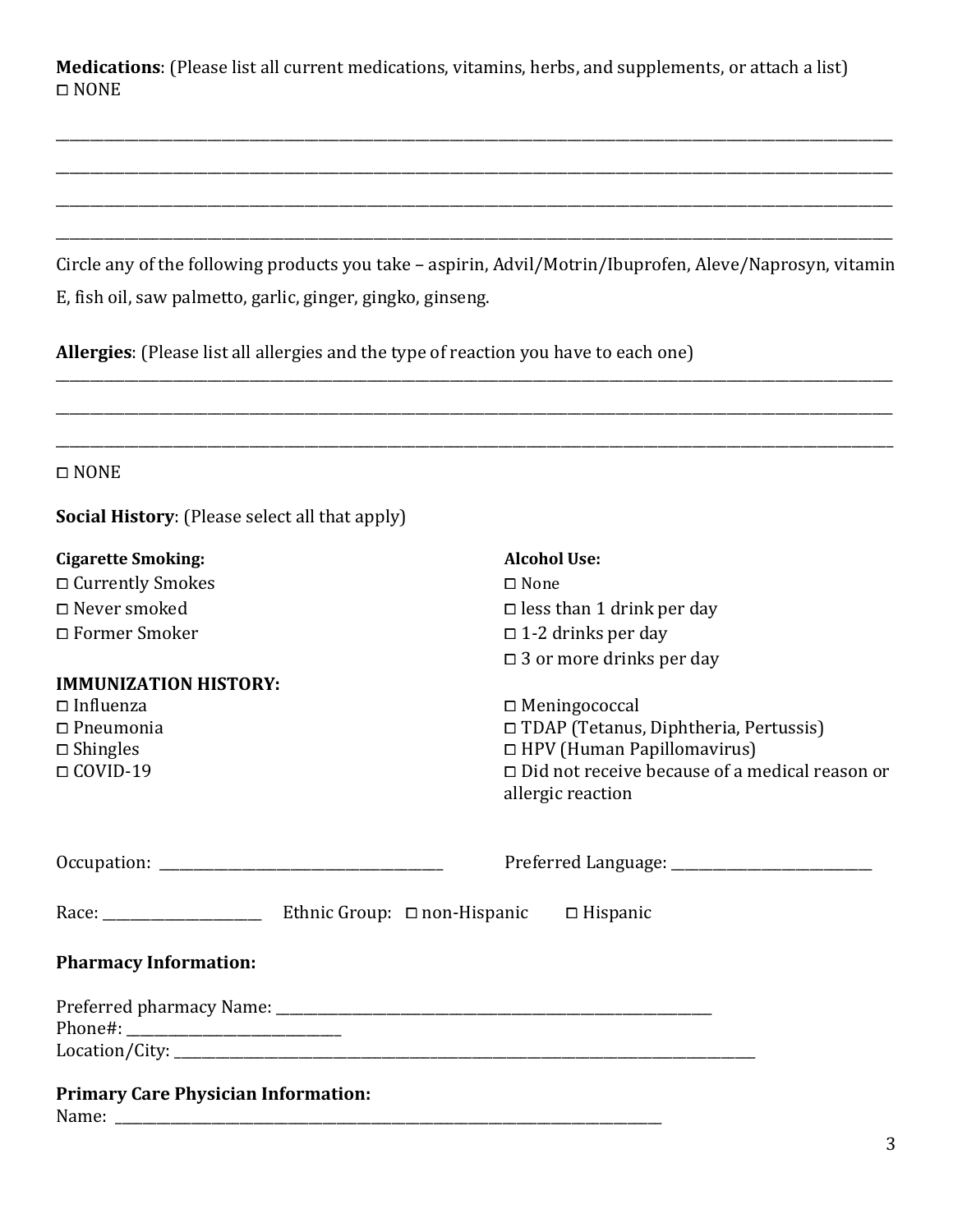**Medications**: (Please list all current medications, vitamins, herbs, and supplements, or attach a list)
☐ NONE

______________________________________________________________________________________________

______________________________________________________________________________________________

______________________________________________________________________________________________

______________________________________________________________________________________________

Circle any of the following products you take – aspirin, Advil/Motrin/Ibuprofen, Aleve/Naprosyn, vitamin E, fish oil, saw palmetto, garlic, ginger, gingko, ginseng.

**Allergies**: (Please list all allergies and the type of reaction you have to each one)

______________________________________________________________________________________________

______________________________________________________________________________________________

______________________________________________________________________________________________

☐ NONE

**Social History**: (Please select all that apply)

**Cigarette Smoking:**
☐ Currently Smokes
☐ Never smoked
☐ Former Smoker

**Alcohol Use:**
☐ None
☐ less than 1 drink per day
☐ 1-2 drinks per day
☐ 3 or more drinks per day

**IMMUNIZATION HISTORY:**
☐ Influenza
☐ Pneumonia
☐ Shingles
☐ COVID-19
☐ Meningococcal
☐ TDAP (Tetanus, Diphtheria, Pertussis)
☐ HPV (Human Papillomavirus)
☐ Did not receive because of a medical reason or allergic reaction

Occupation: ________________________________ Preferred Language: ______________________

Race: __________________ Ethnic Group: ☐ non-Hispanic ☐ Hispanic

**Pharmacy Information:**

Preferred pharmacy Name: ____________________________________________________
Phone#: _______________________
Location/City: ______________________________________________________________________

**Primary Care Physician Information:**
Name: _____________________________________________________________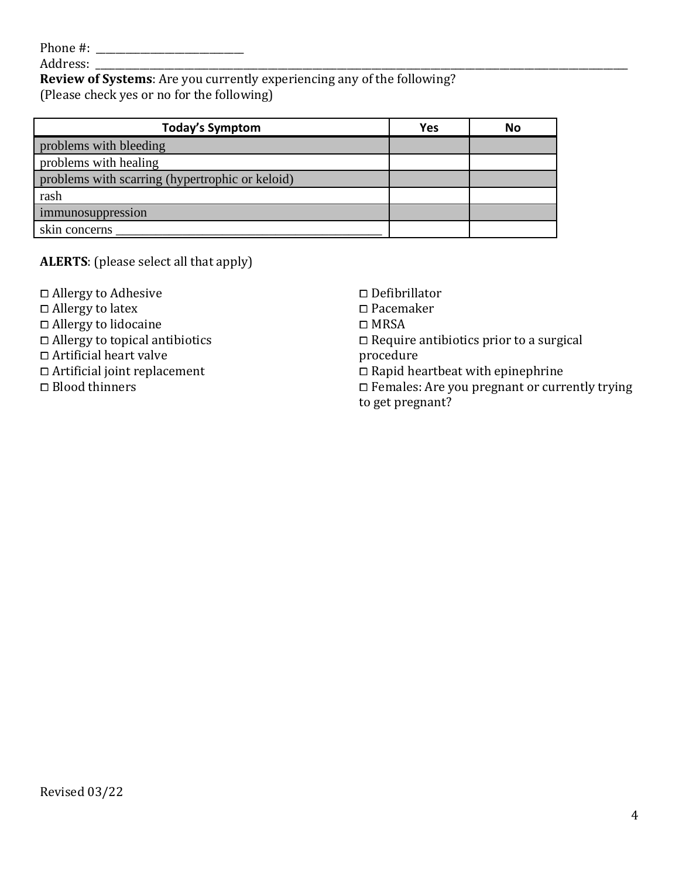Phone #: ___________________________

Address: ______________________________________________________________________________________________________

**Review of Systems**: Are you currently experiencing any of the following?
(Please check yes or no for the following)

| Today's Symptom | Yes | No |
|---|---|---|
| problems with bleeding | | |
| problems with healing | | |
| problems with scarring (hypertrophic or keloid) | | |
| rash | | |
| immunosuppression | | |
| skin concerns ____________________________________________ | | |

**ALERTS**: (please select all that apply)

- ◻ Allergy to Adhesive
- ◻ Allergy to latex
- ◻ Allergy to lidocaine
- ◻ Allergy to topical antibiotics
- ◻ Artificial heart valve
- ◻ Artificial joint replacement
- ◻ Blood thinners
- ◻ Defibrillator
- ◻ Pacemaker
- ◻ MRSA
- ◻ Require antibiotics prior to a surgical procedure
- ◻ Rapid heartbeat with epinephrine
- ◻ Females: Are you pregnant or currently trying to get pregnant?

Revised 03/22